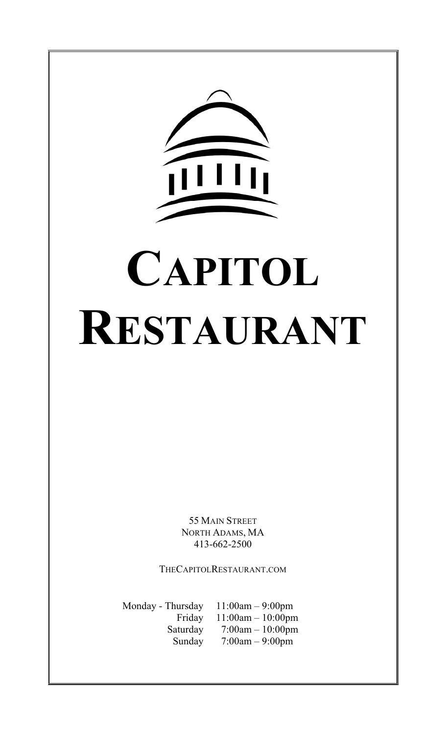# Capitol Restaurant

55 Main Street
North Adams, MA
413-662-2500

TheCapitolRestaurant.com

| | |
|---|---|
| Monday - Thursday | 11:00am – 9:00pm |
| Friday | 11:00am – 10:00pm |
| Saturday | 7:00am – 10:00pm |
| Sunday | 7:00am – 9:00pm |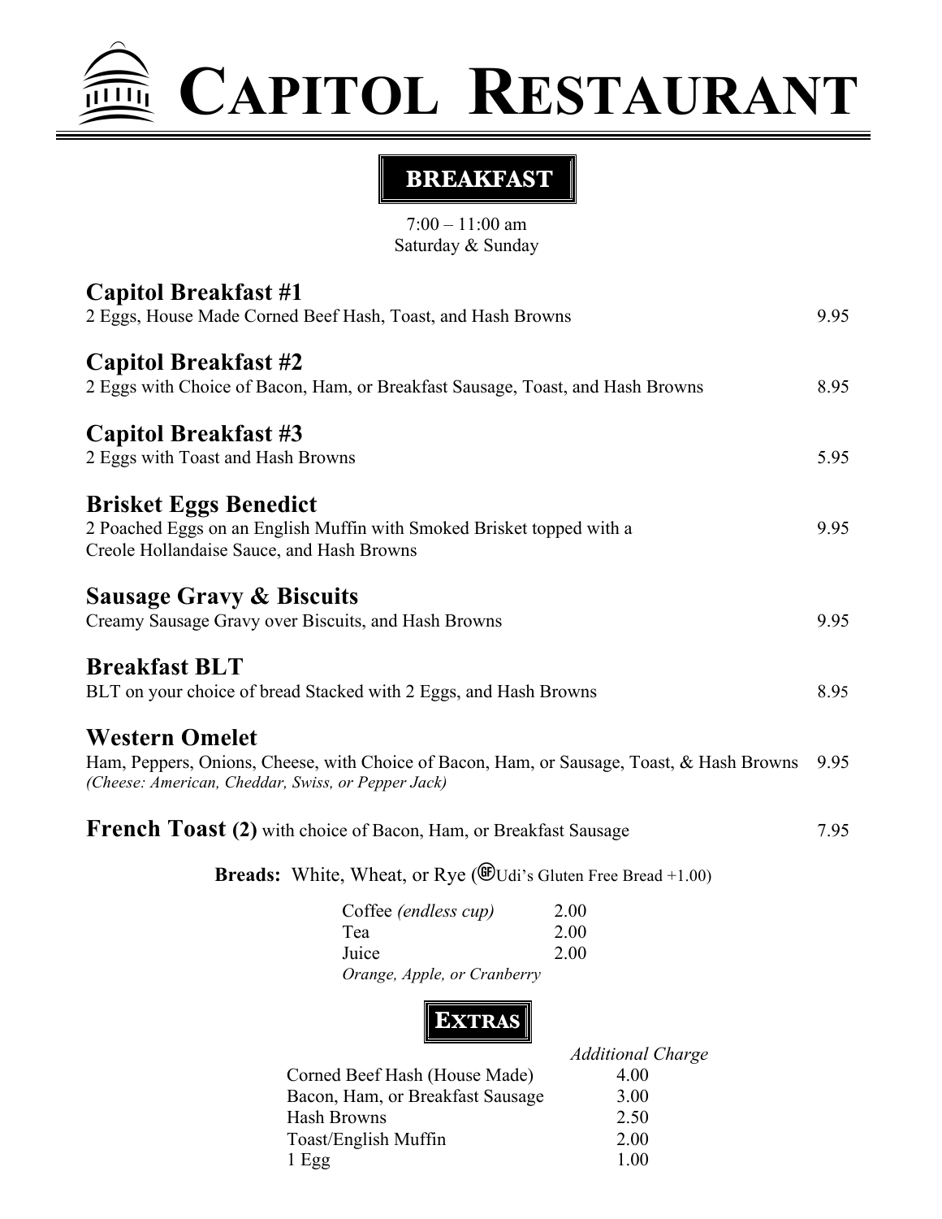# CAPITOL RESTAURANT

## BREAKFAST

7:00 – 11:00 am
Saturday & Sunday

### Capitol Breakfast #1
2 Eggs, House Made Corned Beef Hash, Toast, and Hash Browns — 9.95

### Capitol Breakfast #2
2 Eggs with Choice of Bacon, Ham, or Breakfast Sausage, Toast, and Hash Browns — 8.95

### Capitol Breakfast #3
2 Eggs with Toast and Hash Browns — 5.95

### Brisket Eggs Benedict
2 Poached Eggs on an English Muffin with Smoked Brisket topped with a Creole Hollandaise Sauce, and Hash Browns — 9.95

### Sausage Gravy & Biscuits
Creamy Sausage Gravy over Biscuits, and Hash Browns — 9.95

### Breakfast BLT
BLT on your choice of bread Stacked with 2 Eggs, and Hash Browns — 8.95

### Western Omelet
Ham, Peppers, Onions, Cheese, with Choice of Bacon, Ham, or Sausage, Toast, & Hash Browns — 9.95
*(Cheese: American, Cheddar, Swiss, or Pepper Jack)*

**French Toast (2)** with choice of Bacon, Ham, or Breakfast Sausage — 7.95

**Breads:** White, Wheat, or Rye (GF Udi's Gluten Free Bread +1.00)

| | |
|---|---|
| Coffee *(endless cup)* | 2.00 |
| Tea | 2.00 |
| Juice | 2.00 |
| *Orange, Apple, or Cranberry* | |

## EXTRAS

| | *Additional Charge* |
|---|---|
| Corned Beef Hash (House Made) | 4.00 |
| Bacon, Ham, or Breakfast Sausage | 3.00 |
| Hash Browns | 2.50 |
| Toast/English Muffin | 2.00 |
| 1 Egg | 1.00 |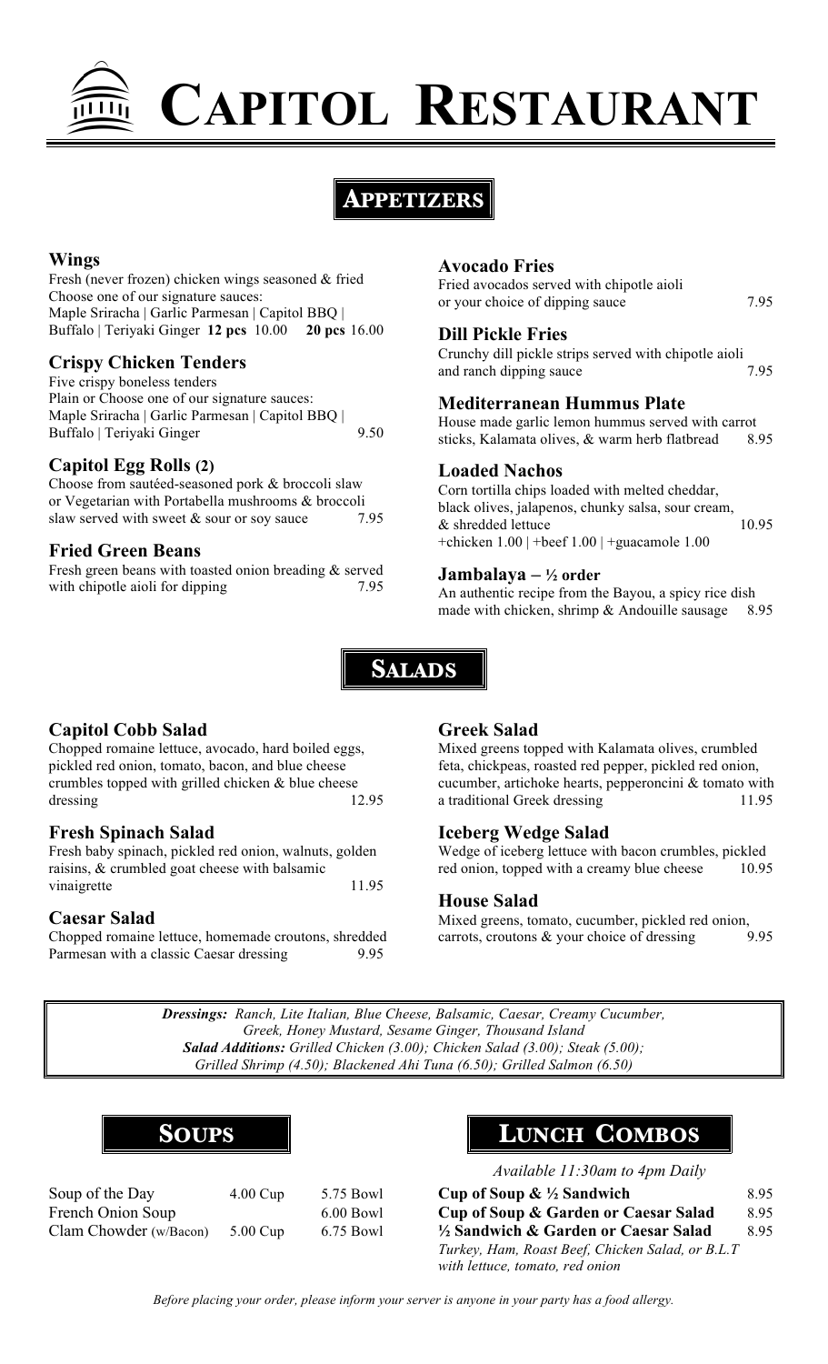# Capitol Restaurant

## Appetizers

### Wings

Fresh (never frozen) chicken wings seasoned & fried
Choose one of our signature sauces:
Maple Sriracha | Garlic Parmesan | Capitol BBQ |
Buffalo | Teriyaki Ginger **12 pcs** 10.00 **20 pcs** 16.00

### Crispy Chicken Tenders

Five crispy boneless tenders
Plain or Choose one of our signature sauces:
Maple Sriracha | Garlic Parmesan | Capitol BBQ |
Buffalo | Teriyaki Ginger 9.50

### Capitol Egg Rolls (2)

Choose from sautéed-seasoned pork & broccoli slaw or Vegetarian with Portabella mushrooms & broccoli slaw served with sweet & sour or soy sauce 7.95

### Fried Green Beans

Fresh green beans with toasted onion breading & served with chipotle aioli for dipping 7.95

### Avocado Fries

Fried avocados served with chipotle aioli or your choice of dipping sauce 7.95

### Dill Pickle Fries

Crunchy dill pickle strips served with chipotle aioli and ranch dipping sauce 7.95

### Mediterranean Hummus Plate

House made garlic lemon hummus served with carrot sticks, Kalamata olives, & warm herb flatbread 8.95

### Loaded Nachos

Corn tortilla chips loaded with melted cheddar, black olives, jalapenos, chunky salsa, sour cream, & shredded lettuce 10.95
+chicken 1.00 | +beef 1.00 | +guacamole 1.00

### Jambalaya – ½ order

An authentic recipe from the Bayou, a spicy rice dish made with chicken, shrimp & Andouille sausage 8.95

## Salads

### Capitol Cobb Salad

Chopped romaine lettuce, avocado, hard boiled eggs, pickled red onion, tomato, bacon, and blue cheese crumbles topped with grilled chicken & blue cheese dressing 12.95

### Fresh Spinach Salad

Fresh baby spinach, pickled red onion, walnuts, golden raisins, & crumbled goat cheese with balsamic vinaigrette 11.95

### Caesar Salad

Chopped romaine lettuce, homemade croutons, shredded Parmesan with a classic Caesar dressing 9.95

### Greek Salad

Mixed greens topped with Kalamata olives, crumbled feta, chickpeas, roasted red pepper, pickled red onion, cucumber, artichoke hearts, pepperoncini & tomato with a traditional Greek dressing 11.95

### Iceberg Wedge Salad

Wedge of iceberg lettuce with bacon crumbles, pickled red onion, topped with a creamy blue cheese 10.95

### House Salad

Mixed greens, tomato, cucumber, pickled red onion, carrots, croutons & your choice of dressing 9.95

***Dressings:*** *Ranch, Lite Italian, Blue Cheese, Balsamic, Caesar, Creamy Cucumber, Greek, Honey Mustard, Sesame Ginger, Thousand Island*
***Salad Additions:*** *Grilled Chicken (3.00); Chicken Salad (3.00); Steak (5.00); Grilled Shrimp (4.50); Blackened Ahi Tuna (6.50); Grilled Salmon (6.50)*

## Soups

| | | |
|---|---|---|
| Soup of the Day | 4.00 Cup | 5.75 Bowl |
| French Onion Soup | | 6.00 Bowl |
| Clam Chowder (w/Bacon) | 5.00 Cup | 6.75 Bowl |

## Lunch Combos

*Available 11:30am to 4pm Daily*

**Cup of Soup & ½ Sandwich** 8.95
**Cup of Soup & Garden or Caesar Salad** 8.95
**½ Sandwich & Garden or Caesar Salad** 8.95
*Turkey, Ham, Roast Beef, Chicken Salad, or B.L.T with lettuce, tomato, red onion*

*Before placing your order, please inform your server is anyone in your party has a food allergy.*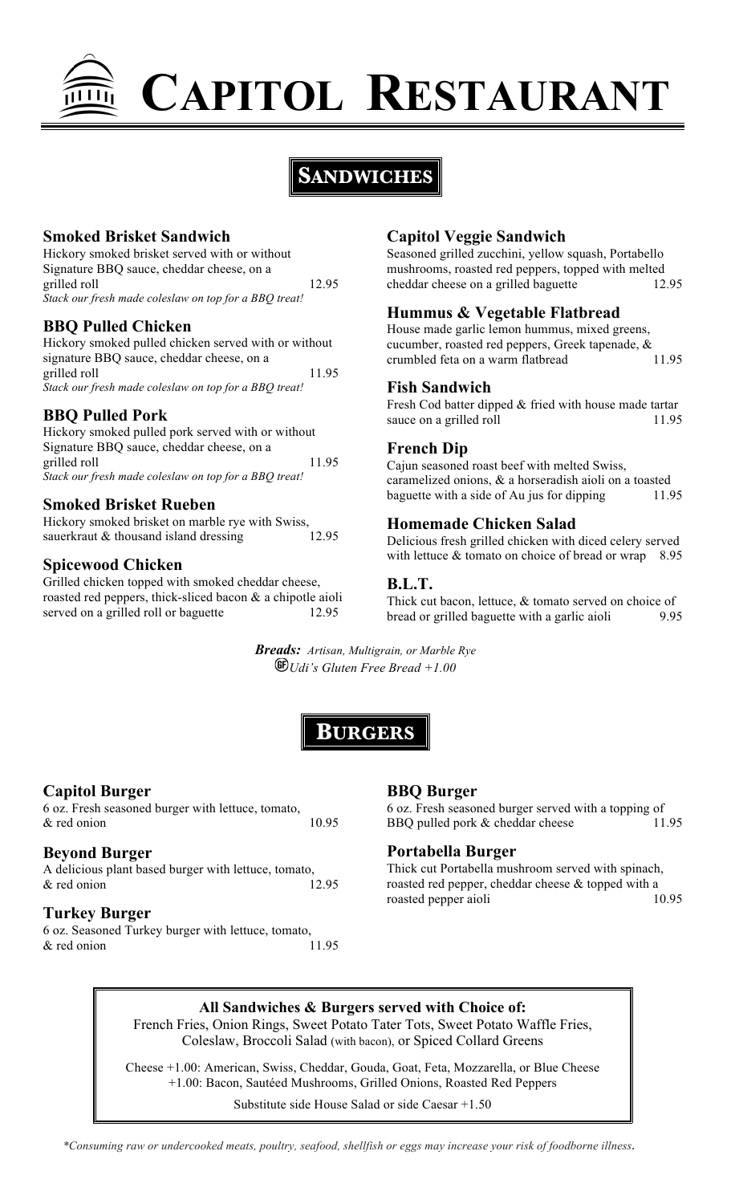# Capitol Restaurant

## Sandwiches

### Smoked Brisket Sandwich
Hickory smoked brisket served with or without Signature BBQ sauce, cheddar cheese, on a grilled roll 12.95
*Stack our fresh made coleslaw on top for a BBQ treat!*

### BBQ Pulled Chicken
Hickory smoked pulled chicken served with or without signature BBQ sauce, cheddar cheese, on a grilled roll 11.95
*Stack our fresh made coleslaw on top for a BBQ treat!*

### BBQ Pulled Pork
Hickory smoked pulled pork served with or without Signature BBQ sauce, cheddar cheese, on a grilled roll 11.95
*Stack our fresh made coleslaw on top for a BBQ treat!*

### Smoked Brisket Rueben
Hickory smoked brisket on marble rye with Swiss, sauerkraut & thousand island dressing 12.95

### Spicewood Chicken
Grilled chicken topped with smoked cheddar cheese, roasted red peppers, thick-sliced bacon & a chipotle aioli served on a grilled roll or baguette 12.95

### Capitol Veggie Sandwich
Seasoned grilled zucchini, yellow squash, Portabello mushrooms, roasted red peppers, topped with melted cheddar cheese on a grilled baguette 12.95

### Hummus & Vegetable Flatbread
House made garlic lemon hummus, mixed greens, cucumber, roasted red peppers, Greek tapenade, & crumbled feta on a warm flatbread 11.95

### Fish Sandwich
Fresh Cod batter dipped & fried with house made tartar sauce on a grilled roll 11.95

### French Dip
Cajun seasoned roast beef with melted Swiss, caramelized onions, & a horseradish aioli on a toasted baguette with a side of Au jus for dipping 11.95

### Homemade Chicken Salad
Delicious fresh grilled chicken with diced celery served with lettuce & tomato on choice of bread or wrap 8.95

### B.L.T.
Thick cut bacon, lettuce, & tomato served on choice of bread or grilled baguette with a garlic aioli 9.95

***Breads:*** *Artisan, Multigrain, or Marble Rye*
*(GF) Udi's Gluten Free Bread +1.00*

## Burgers

### Capitol Burger
6 oz. Fresh seasoned burger with lettuce, tomato, & red onion 10.95

### Beyond Burger
A delicious plant based burger with lettuce, tomato, & red onion 12.95

### Turkey Burger
6 oz. Seasoned Turkey burger with lettuce, tomato, & red onion 11.95

### BBQ Burger
6 oz. Fresh seasoned burger served with a topping of BBQ pulled pork & cheddar cheese 11.95

### Portabella Burger
Thick cut Portabella mushroom served with spinach, roasted red pepper, cheddar cheese & topped with a roasted pepper aioli 10.95

**All Sandwiches & Burgers served with Choice of:**
French Fries, Onion Rings, Sweet Potato Tater Tots, Sweet Potato Waffle Fries, Coleslaw, Broccoli Salad (with bacon), or Spiced Collard Greens

Cheese +1.00: American, Swiss, Cheddar, Gouda, Goat, Feta, Mozzarella, or Blue Cheese
+1.00: Bacon, Sautéed Mushrooms, Grilled Onions, Roasted Red Peppers

Substitute side House Salad or side Caesar +1.50

*\*Consuming raw or undercooked meats, poultry, seafood, shellfish or eggs may increase your risk of foodborne illness.*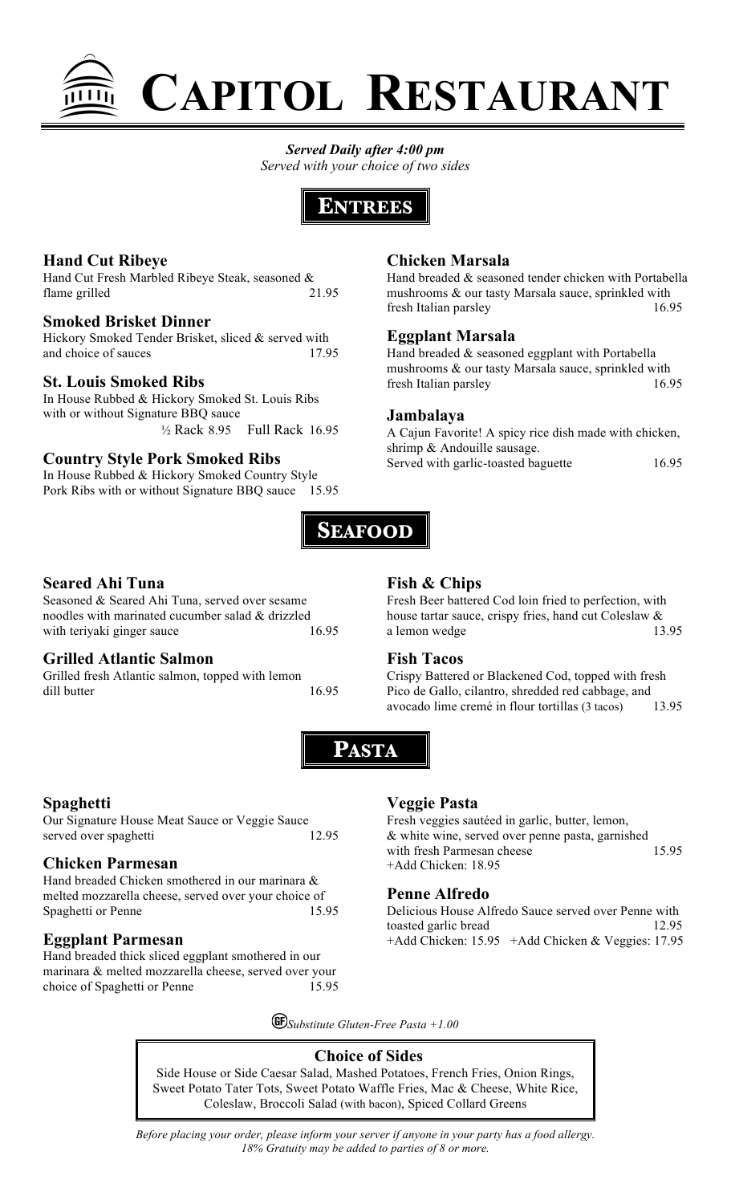# Capitol Restaurant

***Served Daily after 4:00 pm***

*Served with your choice of two sides*

## Entrees

### Hand Cut Ribeye
Hand Cut Fresh Marbled Ribeye Steak, seasoned & flame grilled 21.95

### Smoked Brisket Dinner
Hickory Smoked Tender Brisket, sliced & served with and choice of sauces 17.95

### St. Louis Smoked Ribs
In House Rubbed & Hickory Smoked St. Louis Ribs with or without Signature BBQ sauce
½ Rack 8.95 Full Rack 16.95

### Country Style Pork Smoked Ribs
In House Rubbed & Hickory Smoked Country Style Pork Ribs with or without Signature BBQ sauce 15.95

### Chicken Marsala
Hand breaded & seasoned tender chicken with Portabella mushrooms & our tasty Marsala sauce, sprinkled with fresh Italian parsley 16.95

### Eggplant Marsala
Hand breaded & seasoned eggplant with Portabella mushrooms & our tasty Marsala sauce, sprinkled with fresh Italian parsley 16.95

### Jambalaya
A Cajun Favorite! A spicy rice dish made with chicken, shrimp & Andouille sausage.
Served with garlic-toasted baguette 16.95

## Seafood

### Seared Ahi Tuna
Seasoned & Seared Ahi Tuna, served over sesame noodles with marinated cucumber salad & drizzled with teriyaki ginger sauce 16.95

### Grilled Atlantic Salmon
Grilled fresh Atlantic salmon, topped with lemon dill butter 16.95

### Fish & Chips
Fresh Beer battered Cod loin fried to perfection, with house tartar sauce, crispy fries, hand cut Coleslaw & a lemon wedge 13.95

### Fish Tacos
Crispy Battered or Blackened Cod, topped with fresh Pico de Gallo, cilantro, shredded red cabbage, and avocado lime cremé in flour tortillas (3 tacos) 13.95

## Pasta

### Spaghetti
Our Signature House Meat Sauce or Veggie Sauce served over spaghetti 12.95

### Chicken Parmesan
Hand breaded Chicken smothered in our marinara & melted mozzarella cheese, served over your choice of Spaghetti or Penne 15.95

### Eggplant Parmesan
Hand breaded thick sliced eggplant smothered in our marinara & melted mozzarella cheese, served over your choice of Spaghetti or Penne 15.95

### Veggie Pasta
Fresh veggies sautéed in garlic, butter, lemon, & white wine, served over penne pasta, garnished with fresh Parmesan cheese 15.95
+Add Chicken: 18.95

### Penne Alfredo
Delicious House Alfredo Sauce served over Penne with toasted garlic bread 12.95
+Add Chicken: 15.95 +Add Chicken & Veggies: 17.95

*GF Substitute Gluten-Free Pasta +1.00*

### Choice of Sides
Side House or Side Caesar Salad, Mashed Potatoes, French Fries, Onion Rings, Sweet Potato Tater Tots, Sweet Potato Waffle Fries, Mac & Cheese, White Rice, Coleslaw, Broccoli Salad (with bacon), Spiced Collard Greens

*Before placing your order, please inform your server if anyone in your party has a food allergy.*
*18% Gratuity may be added to parties of 8 or more.*